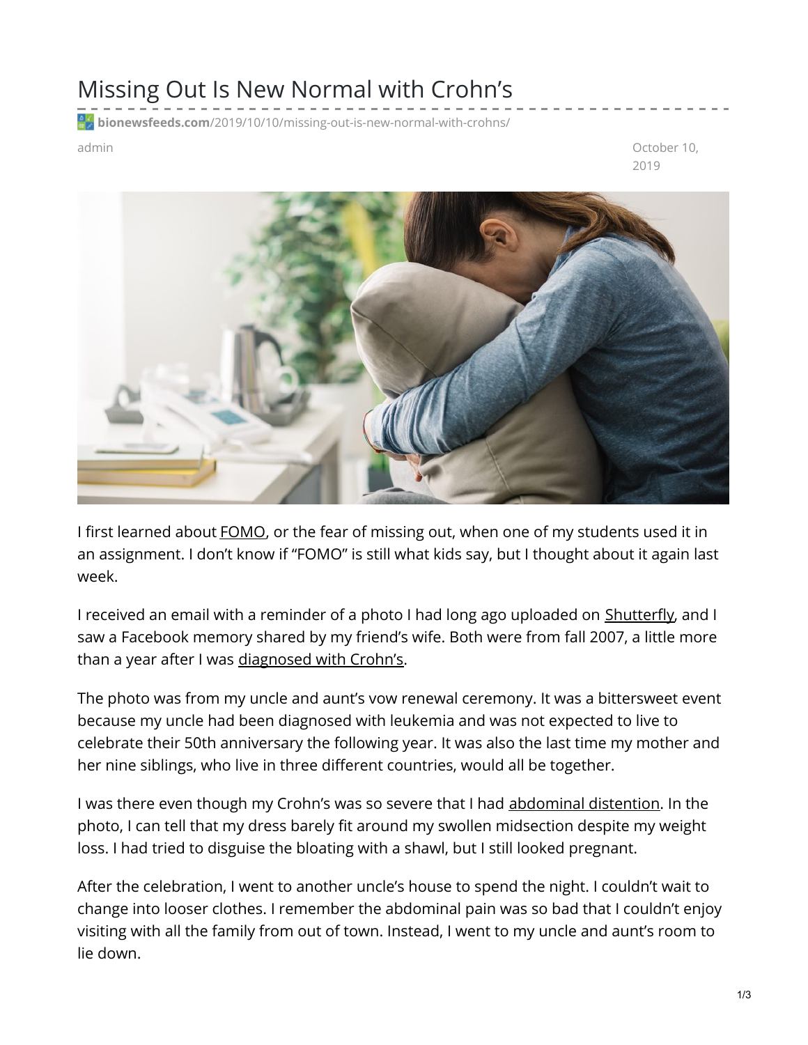# Missing Out Is New Normal with Crohn's

bionewsfeeds.com/2019/10/10/missing-out-is-new-normal-with-crohns/

admin

October 10, 2019

I first learned about FOMO, or the fear of missing out, when one of my students used it in an assignment. I don't know if "FOMO" is still what kids say, but I thought about it again last week.

I received an email with a reminder of a photo I had long ago uploaded on Shutterfly, and I saw a Facebook memory shared by my friend's wife. Both were from fall 2007, a little more than a year after I was diagnosed with Crohn's.

The photo was from my uncle and aunt's vow renewal ceremony. It was a bittersweet event because my uncle had been diagnosed with leukemia and was not expected to live to celebrate their 50th anniversary the following year. It was also the last time my mother and her nine siblings, who live in three different countries, would all be together.

I was there even though my Crohn's was so severe that I had abdominal distention. In the photo, I can tell that my dress barely fit around my swollen midsection despite my weight loss. I had tried to disguise the bloating with a shawl, but I still looked pregnant.

After the celebration, I went to another uncle's house to spend the night. I couldn't wait to change into looser clothes. I remember the abdominal pain was so bad that I couldn't enjoy visiting with all the family from out of town. Instead, I went to my uncle and aunt's room to lie down.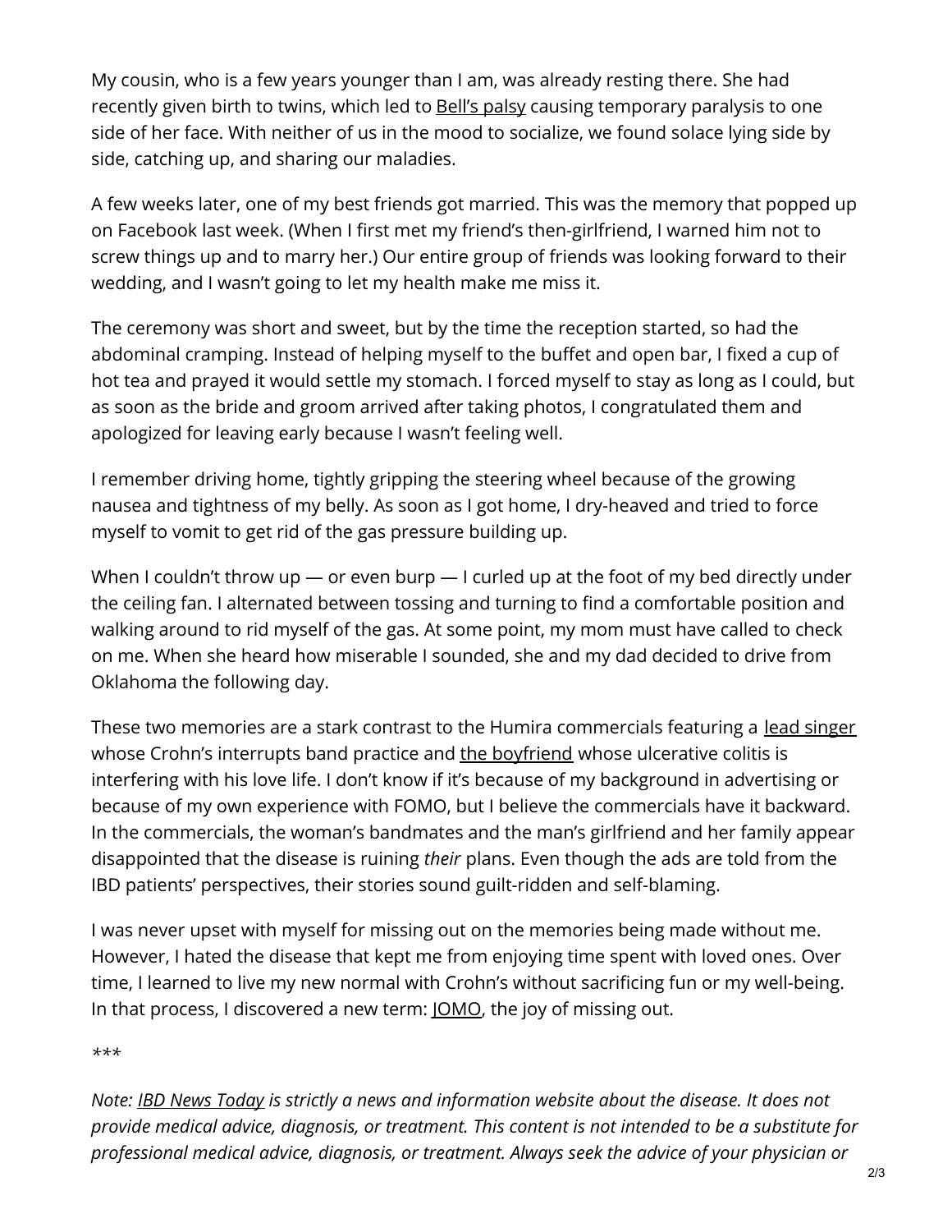My cousin, who is a few years younger than I am, was already resting there. She had recently given birth to twins, which led to Bell's palsy causing temporary paralysis to one side of her face. With neither of us in the mood to socialize, we found solace lying side by side, catching up, and sharing our maladies.

A few weeks later, one of my best friends got married. This was the memory that popped up on Facebook last week. (When I first met my friend's then-girlfriend, I warned him not to screw things up and to marry her.) Our entire group of friends was looking forward to their wedding, and I wasn't going to let my health make me miss it.

The ceremony was short and sweet, but by the time the reception started, so had the abdominal cramping. Instead of helping myself to the buffet and open bar, I fixed a cup of hot tea and prayed it would settle my stomach. I forced myself to stay as long as I could, but as soon as the bride and groom arrived after taking photos, I congratulated them and apologized for leaving early because I wasn't feeling well.

I remember driving home, tightly gripping the steering wheel because of the growing nausea and tightness of my belly. As soon as I got home, I dry-heaved and tried to force myself to vomit to get rid of the gas pressure building up.

When I couldn't throw up — or even burp — I curled up at the foot of my bed directly under the ceiling fan. I alternated between tossing and turning to find a comfortable position and walking around to rid myself of the gas. At some point, my mom must have called to check on me. When she heard how miserable I sounded, she and my dad decided to drive from Oklahoma the following day.

These two memories are a stark contrast to the Humira commercials featuring a lead singer whose Crohn's interrupts band practice and the boyfriend whose ulcerative colitis is interfering with his love life. I don't know if it's because of my background in advertising or because of my own experience with FOMO, but I believe the commercials have it backward. In the commercials, the woman's bandmates and the man's girlfriend and her family appear disappointed that the disease is ruining *their* plans. Even though the ads are told from the IBD patients' perspectives, their stories sound guilt-ridden and self-blaming.

I was never upset with myself for missing out on the memories being made without me. However, I hated the disease that kept me from enjoying time spent with loved ones. Over time, I learned to live my new normal with Crohn's without sacrificing fun or my well-being. In that process, I discovered a new term: JOMO, the joy of missing out.

*\*\*\**

*Note: IBD News Today is strictly a news and information website about the disease. It does not provide medical advice, diagnosis, or treatment. This content is not intended to be a substitute for professional medical advice, diagnosis, or treatment. Always seek the advice of your physician or*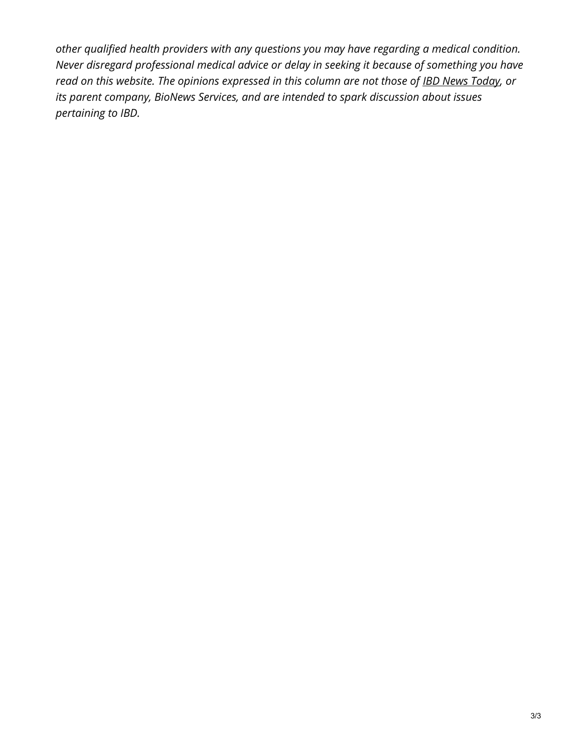*other qualified health providers with any questions you may have regarding a medical condition. Never disregard professional medical advice or delay in seeking it because of something you have read on this website. The opinions expressed in this column are not those of IBD News Today, or its parent company, BioNews Services, and are intended to spark discussion about issues pertaining to IBD.*